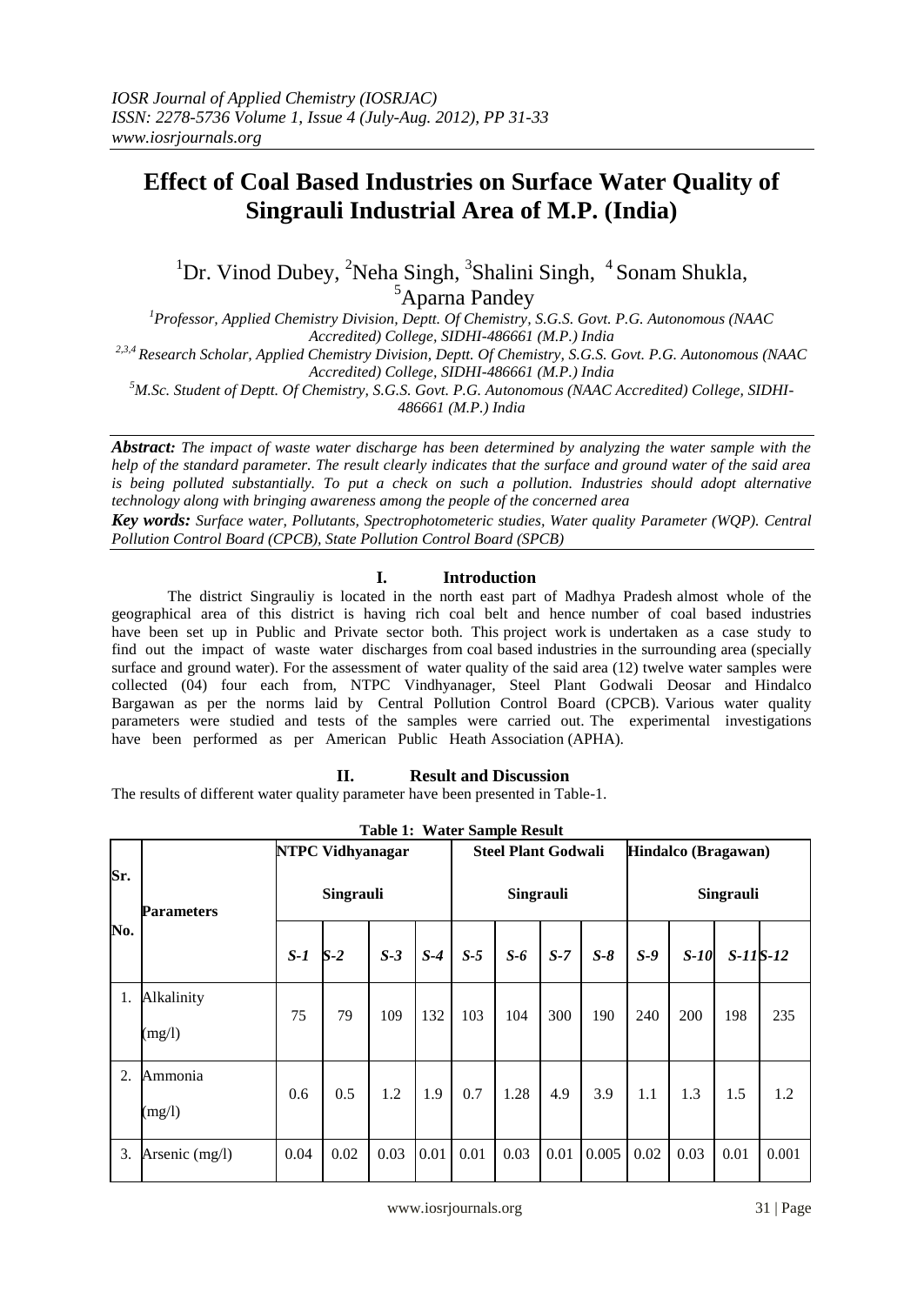# Effect of Coal Based Industries on Surface Water Quality of Singrauli Industrial Area of M.P. (India)

[1]Dr. Vinod Dubey, [2]Neha Singh, [3]Shalini Singh, [4] Sonam Shukla, [5]Aparna Pandey

[1]*Professor, Applied Chemistry Division, Deptt. Of Chemistry, S.G.S. Govt. P.G. Autonomous (NAAC Accredited) College, SIDHI-486661 (M.P.) India*

[2,3,4] *Research Scholar, Applied Chemistry Division, Deptt. Of Chemistry, S.G.S. Govt. P.G. Autonomous (NAAC Accredited) College, SIDHI-486661 (M.P.) India*

[5]*M.Sc. Student of Deptt. Of Chemistry, S.G.S. Govt. P.G. Autonomous (NAAC Accredited) College, SIDHI-486661 (M.P.) India*

***Abstract:*** *The impact of waste water discharge has been determined by analyzing the water sample with the help of the standard parameter. The result clearly indicates that the surface and ground water of the said area is being polluted substantially. To put a check on such a pollution. Industries should adopt alternative technology along with bringing awareness among the people of the concerned area*

***Key words:*** *Surface water, Pollutants, Spectrophotometeric studies, Water quality Parameter (WQP). Central Pollution Control Board (CPCB), State Pollution Control Board (SPCB)*

## I. Introduction

The district Singrauliy is located in the north east part of Madhya Pradesh almost whole of the geographical area of this district is having rich coal belt and hence number of coal based industries have been set up in Public and Private sector both. This project work is undertaken as a case study to find out the impact of waste water discharges from coal based industries in the surrounding area (specially surface and ground water). For the assessment of water quality of the said area (12) twelve water samples were collected (04) four each from, NTPC Vindhyanager, Steel Plant Godwali Deosar and Hindalco Bargawan as per the norms laid by Central Pollution Control Board (CPCB). Various water quality parameters were studied and tests of the samples were carried out. The experimental investigations have been performed as per American Public Heath Association (APHA).

## II. Result and Discussion

The results of different water quality parameter have been presented in Table-1.

**Table 1: Water Sample Result**

| Sr. No. | Parameters | NTPC Vidhyanagar Singrauli | | | | Steel Plant Godwali Singrauli | | | | Hindalco (Bragawan) Singrauli | | | |
|---|---|---|---|---|---|---|---|---|---|---|---|---|---|
| | | *S-1* | *S-2* | *S-3* | *S-4* | *S-5* | *S-6* | *S-7* | *S-8* | *S-9* | *S-10* | *S-11* | *S-12* |
| 1. | Alkalinity (mg/l) | 75 | 79 | 109 | 132 | 103 | 104 | 300 | 190 | 240 | 200 | 198 | 235 |
| 2. | Ammonia (mg/l) | 0.6 | 0.5 | 1.2 | 1.9 | 0.7 | 1.28 | 4.9 | 3.9 | 1.1 | 1.3 | 1.5 | 1.2 |
| 3. | Arsenic (mg/l) | 0.04 | 0.02 | 0.03 | 0.01 | 0.01 | 0.03 | 0.01 | 0.005 | 0.02 | 0.03 | 0.01 | 0.001 |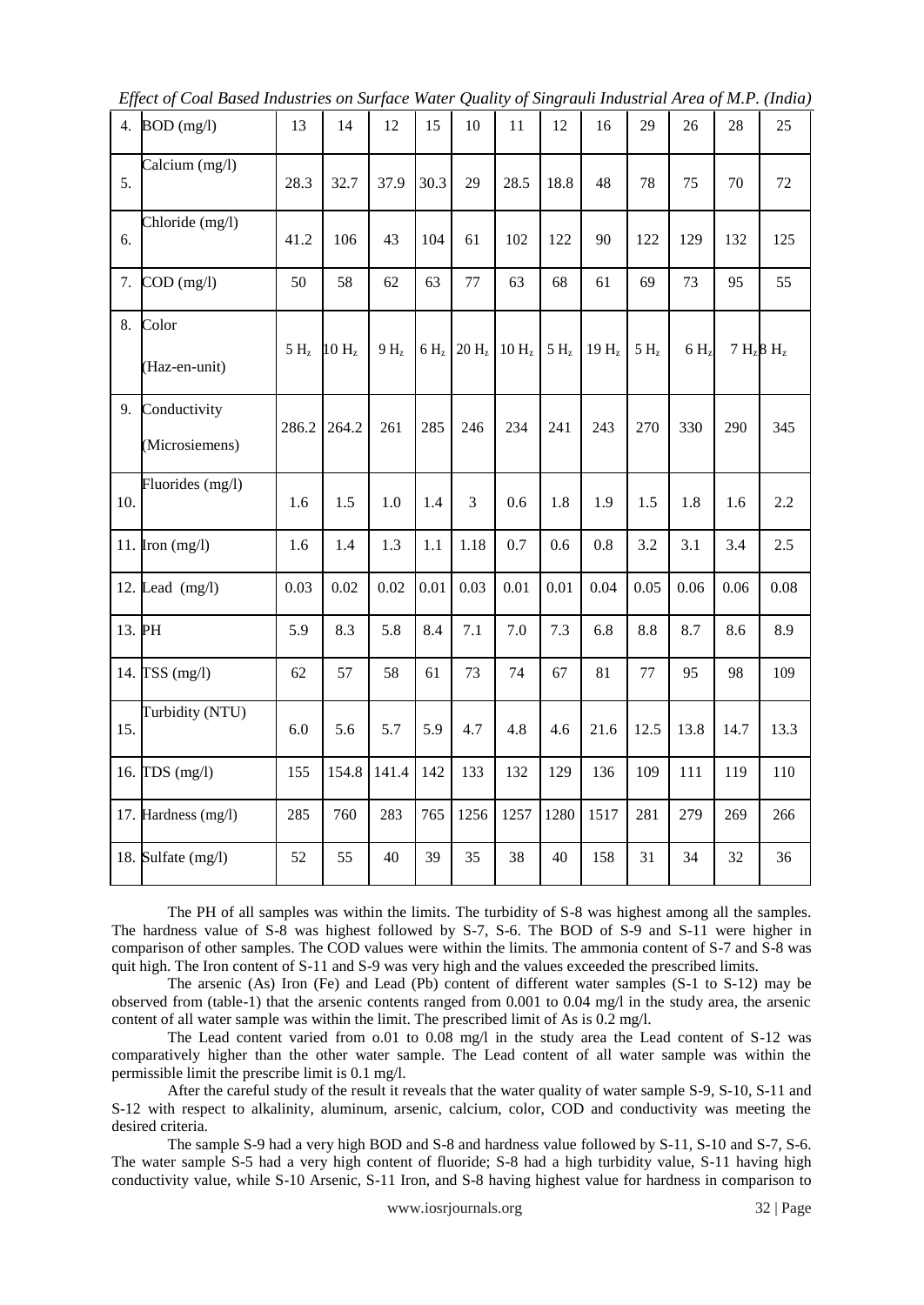| 4. | BOD (mg/l) | 13 | 14 | 12 | 15 | 10 | 11 | 12 | 16 | 29 | 26 | 28 | 25 |
|---|---|---|---|---|---|---|---|---|---|---|---|---|---|
| 5. | Calcium (mg/l) | 28.3 | 32.7 | 37.9 | 30.3 | 29 | 28.5 | 18.8 | 48 | 78 | 75 | 70 | 72 |
| 6. | Chloride (mg/l) | 41.2 | 106 | 43 | 104 | 61 | 102 | 122 | 90 | 122 | 129 | 132 | 125 |
| 7. | COD (mg/l) | 50 | 58 | 62 | 63 | 77 | 63 | 68 | 61 | 69 | 73 | 95 | 55 |
| 8. | Color (Haz-en-unit) | 5 $H_z$ | 10 $H_z$ | 9 $H_z$ | 6 $H_z$ | 20 $H_z$ | 10 $H_z$ | 5 $H_z$ | 19 $H_z$ | 5 $H_z$ | 6 $H_z$ | 7 $H_z$ | 8 $H_z$ |
| 9. | Conductivity (Microsiemens) | 286.2 | 264.2 | 261 | 285 | 246 | 234 | 241 | 243 | 270 | 330 | 290 | 345 |
| 10. | Fluorides (mg/l) | 1.6 | 1.5 | 1.0 | 1.4 | 3 | 0.6 | 1.8 | 1.9 | 1.5 | 1.8 | 1.6 | 2.2 |
| 11. | Iron (mg/l) | 1.6 | 1.4 | 1.3 | 1.1 | 1.18 | 0.7 | 0.6 | 0.8 | 3.2 | 3.1 | 3.4 | 2.5 |
| 12. | Lead (mg/l) | 0.03 | 0.02 | 0.02 | 0.01 | 0.03 | 0.01 | 0.01 | 0.04 | 0.05 | 0.06 | 0.06 | 0.08 |
| 13. | PH | 5.9 | 8.3 | 5.8 | 8.4 | 7.1 | 7.0 | 7.3 | 6.8 | 8.8 | 8.7 | 8.6 | 8.9 |
| 14. | TSS (mg/l) | 62 | 57 | 58 | 61 | 73 | 74 | 67 | 81 | 77 | 95 | 98 | 109 |
| 15. | Turbidity (NTU) | 6.0 | 5.6 | 5.7 | 5.9 | 4.7 | 4.8 | 4.6 | 21.6 | 12.5 | 13.8 | 14.7 | 13.3 |
| 16. | TDS (mg/l) | 155 | 154.8 | 141.4 | 142 | 133 | 132 | 129 | 136 | 109 | 111 | 119 | 110 |
| 17. | Hardness (mg/l) | 285 | 760 | 283 | 765 | 1256 | 1257 | 1280 | 1517 | 281 | 279 | 269 | 266 |
| 18. | Sulfate (mg/l) | 52 | 55 | 40 | 39 | 35 | 38 | 40 | 158 | 31 | 34 | 32 | 36 |

The PH of all samples was within the limits. The turbidity of S-8 was highest among all the samples. The hardness value of S-8 was highest followed by S-7, S-6. The BOD of S-9 and S-11 were higher in comparison of other samples. The COD values were within the limits. The ammonia content of S-7 and S-8 was quit high. The Iron content of S-11 and S-9 was very high and the values exceeded the prescribed limits.

The arsenic (As) Iron (Fe) and Lead (Pb) content of different water samples (S-1 to S-12) may be observed from (table-1) that the arsenic contents ranged from 0.001 to 0.04 mg/l in the study area, the arsenic content of all water sample was within the limit. The prescribed limit of As is 0.2 mg/l.

The Lead content varied from o.01 to 0.08 mg/l in the study area the Lead content of S-12 was comparatively higher than the other water sample. The Lead content of all water sample was within the permissible limit the prescribe limit is 0.1 mg/l.

After the careful study of the result it reveals that the water quality of water sample S-9, S-10, S-11 and S-12 with respect to alkalinity, aluminum, arsenic, calcium, color, COD and conductivity was meeting the desired criteria.

The sample S-9 had a very high BOD and S-8 and hardness value followed by S-11, S-10 and S-7, S-6. The water sample S-5 had a very high content of fluoride; S-8 had a high turbidity value, S-11 having high conductivity value, while S-10 Arsenic, S-11 Iron, and S-8 having highest value for hardness in comparison to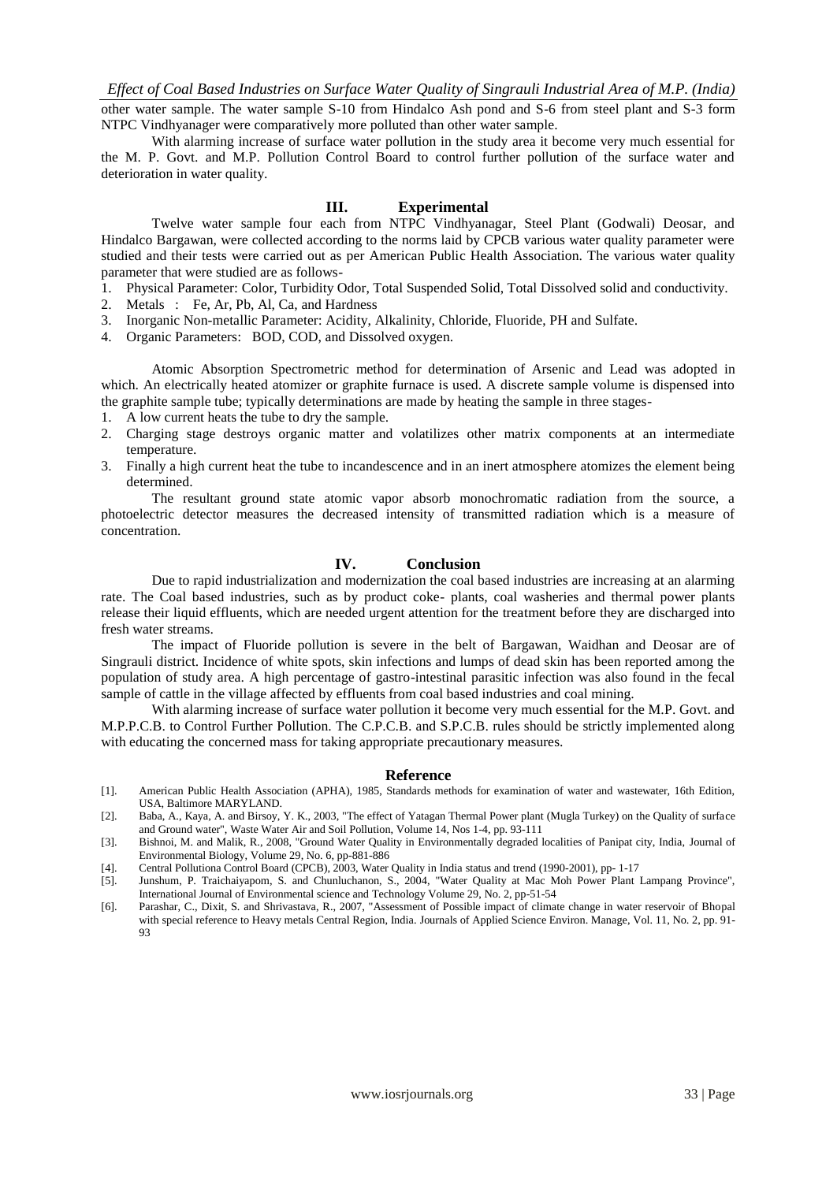other water sample. The water sample S-10 from Hindalco Ash pond and S-6 from steel plant and S-3 form NTPC Vindhyanager were comparatively more polluted than other water sample.

With alarming increase of surface water pollution in the study area it become very much essential for the M. P. Govt. and M.P. Pollution Control Board to control further pollution of the surface water and deterioration in water quality.

## III. Experimental

Twelve water sample four each from NTPC Vindhyanagar, Steel Plant (Godwali) Deosar, and Hindalco Bargawan, were collected according to the norms laid by CPCB various water quality parameter were studied and their tests were carried out as per American Public Health Association. The various water quality parameter that were studied are as follows-

1. Physical Parameter: Color, Turbidity Odor, Total Suspended Solid, Total Dissolved solid and conductivity.
2. Metals : Fe, Ar, Pb, Al, Ca, and Hardness
3. Inorganic Non-metallic Parameter: Acidity, Alkalinity, Chloride, Fluoride, PH and Sulfate.
4. Organic Parameters: BOD, COD, and Dissolved oxygen.

Atomic Absorption Spectrometric method for determination of Arsenic and Lead was adopted in which. An electrically heated atomizer or graphite furnace is used. A discrete sample volume is dispensed into the graphite sample tube; typically determinations are made by heating the sample in three stages-

1. A low current heats the tube to dry the sample.
2. Charging stage destroys organic matter and volatilizes other matrix components at an intermediate temperature.
3. Finally a high current heat the tube to incandescence and in an inert atmosphere atomizes the element being determined.

The resultant ground state atomic vapor absorb monochromatic radiation from the source, a photoelectric detector measures the decreased intensity of transmitted radiation which is a measure of concentration.

## IV. Conclusion

Due to rapid industrialization and modernization the coal based industries are increasing at an alarming rate. The Coal based industries, such as by product coke- plants, coal washeries and thermal power plants release their liquid effluents, which are needed urgent attention for the treatment before they are discharged into fresh water streams.

The impact of Fluoride pollution is severe in the belt of Bargawan, Waidhan and Deosar are of Singrauli district. Incidence of white spots, skin infections and lumps of dead skin has been reported among the population of study area. A high percentage of gastro-intestinal parasitic infection was also found in the fecal sample of cattle in the village affected by effluents from coal based industries and coal mining.

With alarming increase of surface water pollution it become very much essential for the M.P. Govt. and M.P.P.C.B. to Control Further Pollution. The C.P.C.B. and S.P.C.B. rules should be strictly implemented along with educating the concerned mass for taking appropriate precautionary measures.

## Reference

[1]. American Public Health Association (APHA), 1985, Standards methods for examination of water and wastewater, 16th Edition, USA, Baltimore MARYLAND.

[2]. Baba, A., Kaya, A. and Birsoy, Y. K., 2003, "The effect of Yatagan Thermal Power plant (Mugla Turkey) on the Quality of surface and Ground water", Waste Water Air and Soil Pollution, Volume 14, Nos 1-4, pp. 93-111

[3]. Bishnoi, M. and Malik, R., 2008, "Ground Water Quality in Environmentally degraded localities of Panipat city, India, Journal of Environmental Biology, Volume 29, No. 6, pp-881-886

[4]. Central Pollutiona Control Board (CPCB), 2003, Water Quality in India status and trend (1990-2001), pp- 1-17

[5]. Junshum, P. Traichaiyapom, S. and Chunluchanon, S., 2004, "Water Quality at Mac Moh Power Plant Lampang Province", International Journal of Environmental science and Technology Volume 29, No. 2, pp-51-54

[6]. Parashar, C., Dixit, S. and Shrivastava, R., 2007, "Assessment of Possible impact of climate change in water reservoir of Bhopal with special reference to Heavy metals Central Region, India. Journals of Applied Science Environ. Manage, Vol. 11, No. 2, pp. 91-93